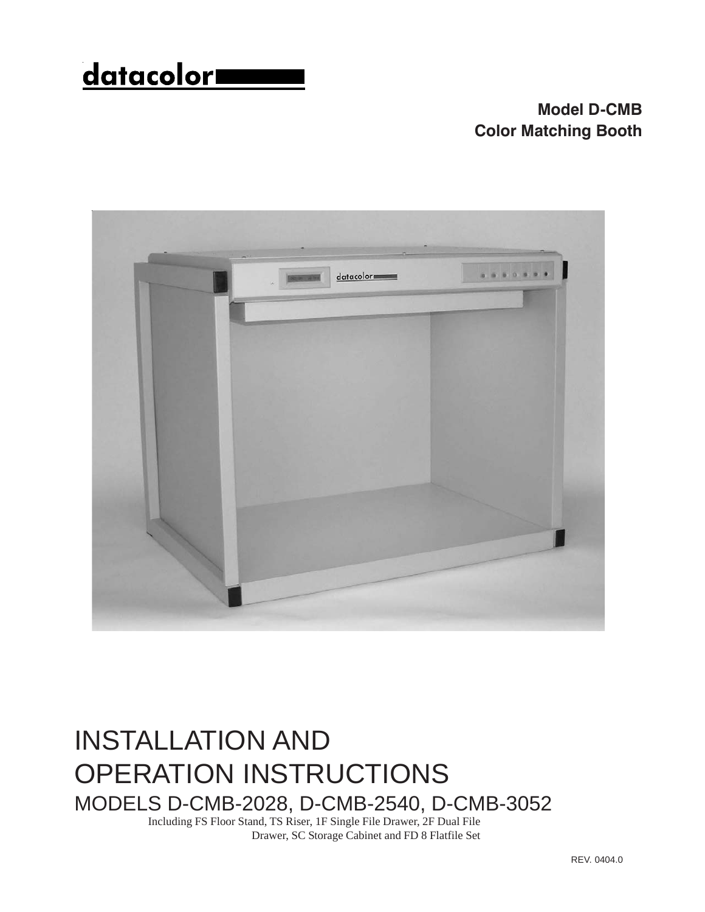datacolor

**Model D-CMB**
**Color Matching Booth**

# INSTALLATION AND OPERATION INSTRUCTIONS

## MODELS D-CMB-2028, D-CMB-2540, D-CMB-3052

Including FS Floor Stand, TS Riser, 1F Single File Drawer, 2F Dual File Drawer, SC Storage Cabinet and FD 8 Flatfile Set

REV. 0404.0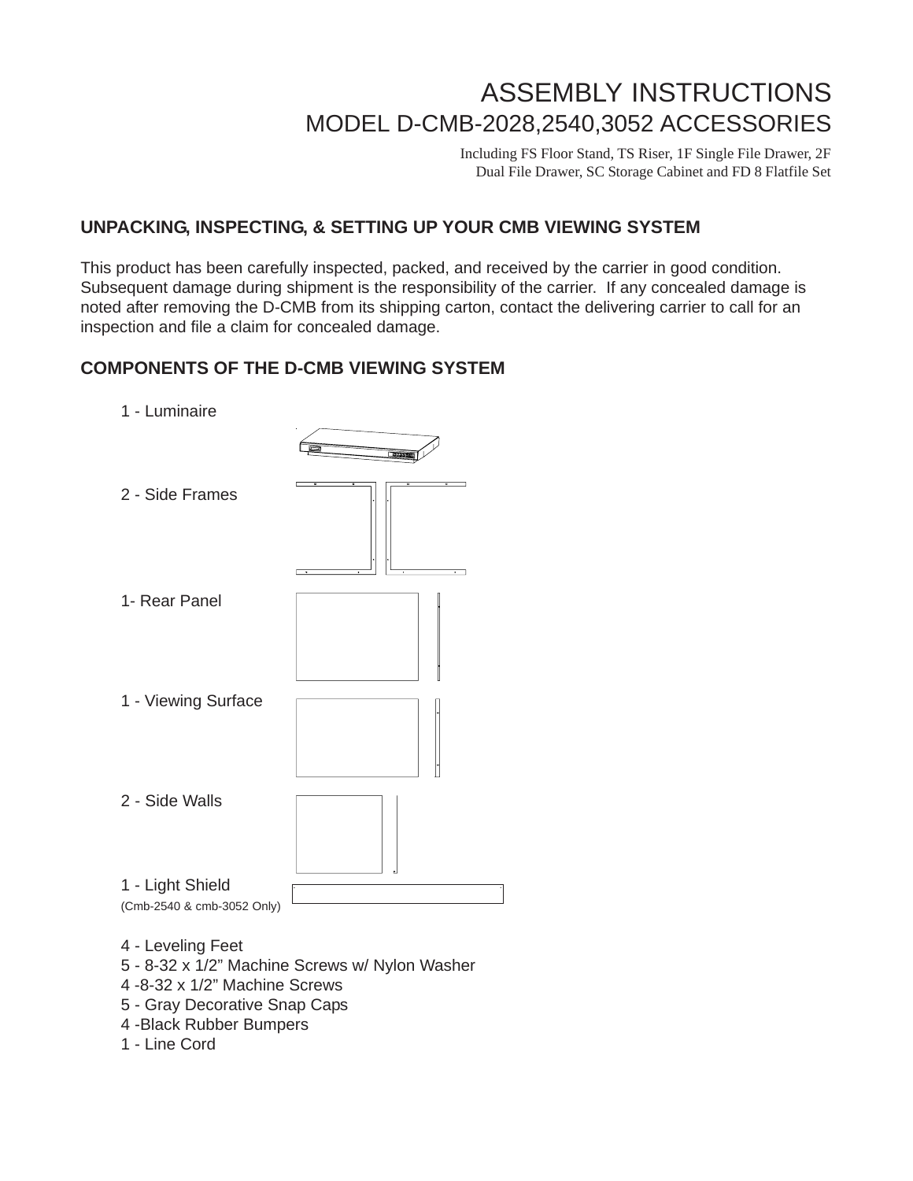# ASSEMBLY INSTRUCTIONS
## MODEL D-CMB-2028,2540,3052 ACCESSORIES

Including FS Floor Stand, TS Riser, 1F Single File Drawer, 2F Dual File Drawer, SC Storage Cabinet and FD 8 Flatfile Set

### UNPACKING, INSPECTING, & SETTING UP YOUR CMB VIEWING SYSTEM

This product has been carefully inspected, packed, and received by the carrier in good condition. Subsequent damage during shipment is the responsibility of the carrier. If any concealed damage is noted after removing the D-CMB from its shipping carton, contact the delivering carrier to call for an inspection and file a claim for concealed damage.

### COMPONENTS OF THE D-CMB VIEWING SYSTEM

1 - Luminaire

2 - Side Frames

1- Rear Panel

1 - Viewing Surface

2 - Side Walls

1 - Light Shield
(Cmb-2540 & cmb-3052 Only)

4 - Leveling Feet
5 - 8-32 x 1/2" Machine Screws w/ Nylon Washer
4 -8-32 x 1/2" Machine Screws
5 - Gray Decorative Snap Caps
4 -Black Rubber Bumpers
1 - Line Cord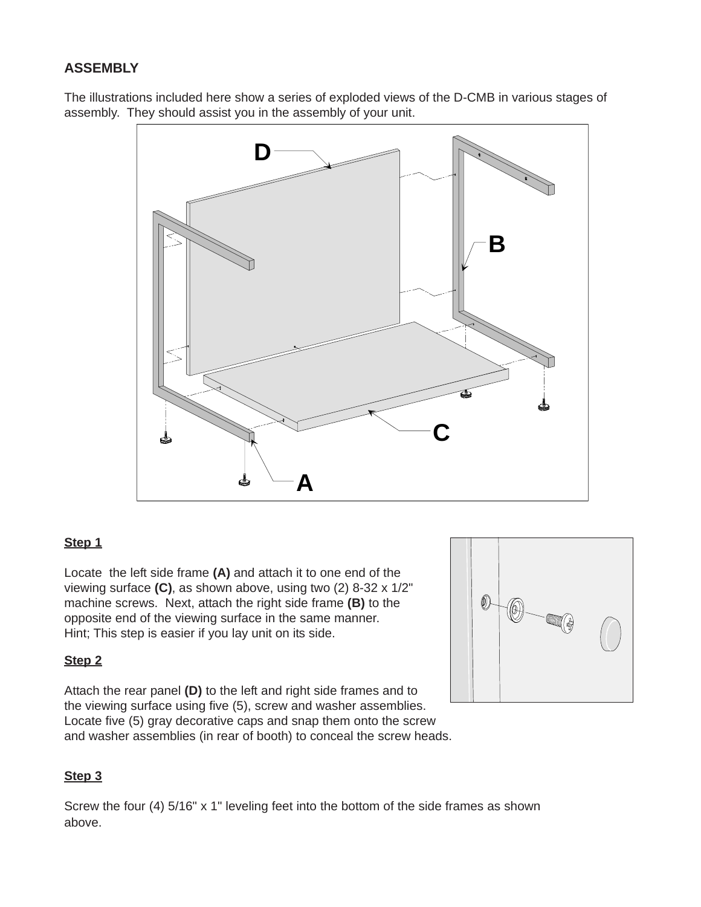## ASSEMBLY

The illustrations included here show a series of exploded views of the D-CMB in various stages of assembly. They should assist you in the assembly of your unit.

**Step 1**

Locate the left side frame **(A)** and attach it to one end of the viewing surface **(C)**, as shown above, using two (2) 8-32 x 1/2" machine screws. Next, attach the right side frame **(B)** to the opposite end of the viewing surface in the same manner. Hint; This step is easier if you lay unit on its side.

**Step 2**

Attach the rear panel **(D)** to the left and right side frames and to the viewing surface using five (5), screw and washer assemblies. Locate five (5) gray decorative caps and snap them onto the screw and washer assemblies (in rear of booth) to conceal the screw heads.

**Step 3**

Screw the four (4) 5/16" x 1" leveling feet into the bottom of the side frames as shown above.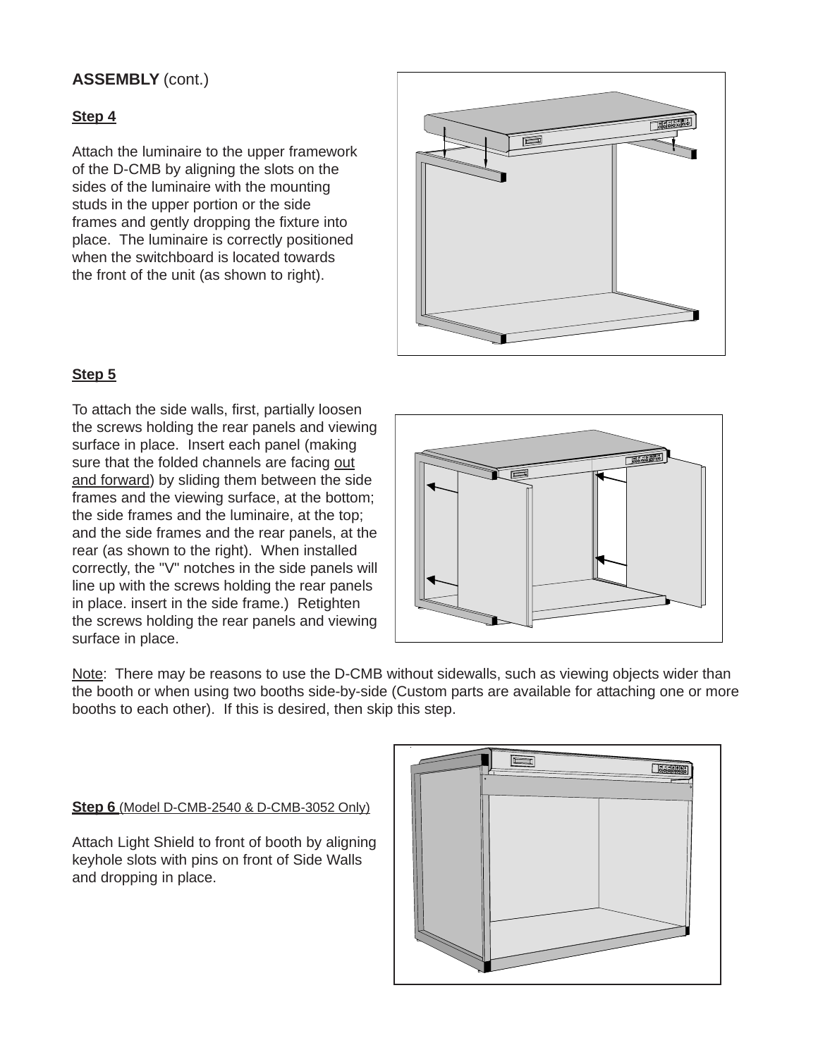**ASSEMBLY** (cont.)

**Step 4**

Attach the luminaire to the upper framework of the D-CMB by aligning the slots on the sides of the luminaire with the mounting studs in the upper portion or the side frames and gently dropping the fixture into place. The luminaire is correctly positioned when the switchboard is located towards the front of the unit (as shown to right).

**Step 5**

To attach the side walls, first, partially loosen the screws holding the rear panels and viewing surface in place. Insert each panel (making sure that the folded channels are facing out and forward) by sliding them between the side frames and the viewing surface, at the bottom; the side frames and the luminaire, at the top; and the side frames and the rear panels, at the rear (as shown to the right). When installed correctly, the "V" notches in the side panels will line up with the screws holding the rear panels in place. insert in the side frame.) Retighten the screws holding the rear panels and viewing surface in place.

Note: There may be reasons to use the D-CMB without sidewalls, such as viewing objects wider than the booth or when using two booths side-by-side (Custom parts are available for attaching one or more booths to each other). If this is desired, then skip this step.

**Step 6** (Model D-CMB-2540 & D-CMB-3052 Only)

Attach Light Shield to front of booth by aligning keyhole slots with pins on front of Side Walls and dropping in place.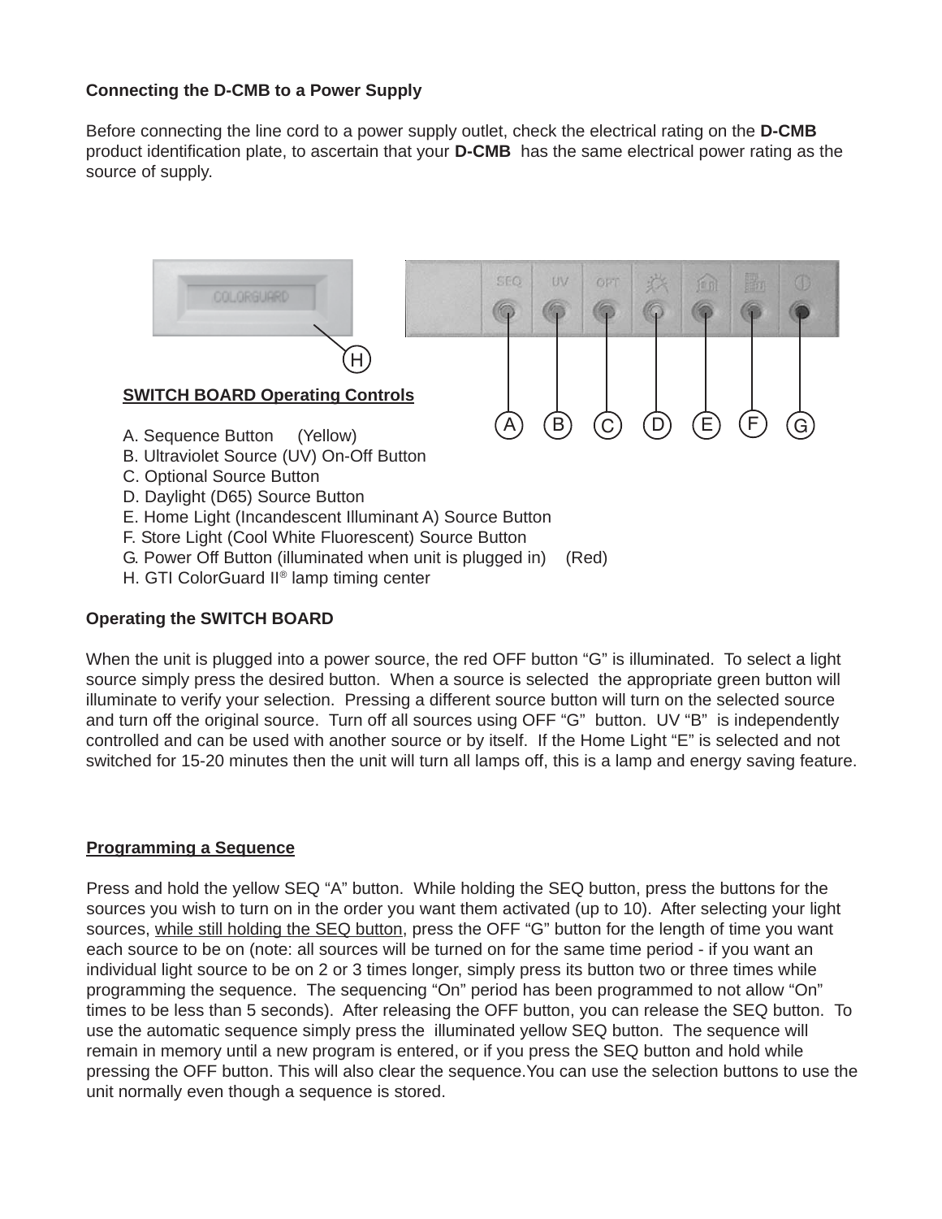**Connecting the D-CMB to a Power Supply**

Before connecting the line cord to a power supply outlet, check the electrical rating on the **D-CMB** product identification plate, to ascertain that your **D-CMB** has the same electrical power rating as the source of supply.

**SWITCH BOARD Operating Controls**

A. Sequence Button (Yellow)
B. Ultraviolet Source (UV) On-Off Button
C. Optional Source Button
D. Daylight (D65) Source Button
E. Home Light (Incandescent Illuminant A) Source Button
F. Store Light (Cool White Fluorescent) Source Button
G. Power Off Button (illuminated when unit is plugged in) (Red)
H. GTI ColorGuard II® lamp timing center

**Operating the SWITCH BOARD**

When the unit is plugged into a power source, the red OFF button “G” is illuminated. To select a light source simply press the desired button. When a source is selected the appropriate green button will illuminate to verify your selection. Pressing a different source button will turn on the selected source and turn off the original source. Turn off all sources using OFF “G” button. UV “B” is independently controlled and can be used with another source or by itself. If the Home Light “E” is selected and not switched for 15-20 minutes then the unit will turn all lamps off, this is a lamp and energy saving feature.

**Programming a Sequence**

Press and hold the yellow SEQ “A” button. While holding the SEQ button, press the buttons for the sources you wish to turn on in the order you want them activated (up to 10). After selecting your light sources, while still holding the SEQ button, press the OFF “G” button for the length of time you want each source to be on (note: all sources will be turned on for the same time period - if you want an individual light source to be on 2 or 3 times longer, simply press its button two or three times while programming the sequence. The sequencing “On” period has been programmed to not allow “On” times to be less than 5 seconds). After releasing the OFF button, you can release the SEQ button. To use the automatic sequence simply press the illuminated yellow SEQ button. The sequence will remain in memory until a new program is entered, or if you press the SEQ button and hold while pressing the OFF button. This will also clear the sequence.You can use the selection buttons to use the unit normally even though a sequence is stored.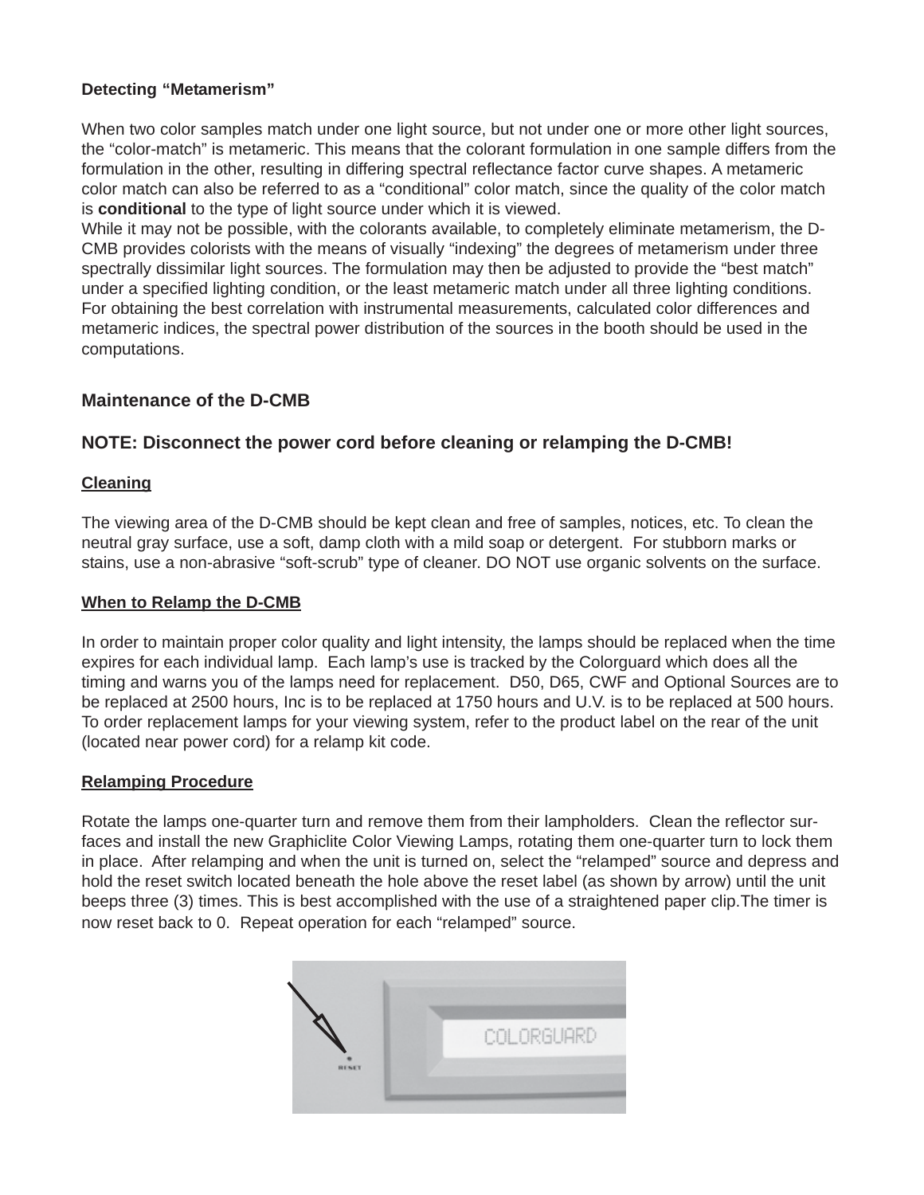**Detecting "Metamerism"**

When two color samples match under one light source, but not under one or more other light sources, the "color-match" is metameric. This means that the colorant formulation in one sample differs from the formulation in the other, resulting in differing spectral reflectance factor curve shapes. A metameric color match can also be referred to as a "conditional" color match, since the quality of the color match is **conditional** to the type of light source under which it is viewed.
While it may not be possible, with the colorants available, to completely eliminate metamerism, the D-CMB provides colorists with the means of visually "indexing" the degrees of metamerism under three spectrally dissimilar light sources. The formulation may then be adjusted to provide the "best match" under a specified lighting condition, or the least metameric match under all three lighting conditions.
For obtaining the best correlation with instrumental measurements, calculated color differences and metameric indices, the spectral power distribution of the sources in the booth should be used in the computations.

## Maintenance of the D-CMB

## NOTE: Disconnect the power cord before cleaning or relamping the D-CMB!

**Cleaning**

The viewing area of the D-CMB should be kept clean and free of samples, notices, etc. To clean the neutral gray surface, use a soft, damp cloth with a mild soap or detergent. For stubborn marks or stains, use a non-abrasive "soft-scrub" type of cleaner. DO NOT use organic solvents on the surface.

**When to Relamp the D-CMB**

In order to maintain proper color quality and light intensity, the lamps should be replaced when the time expires for each individual lamp. Each lamp's use is tracked by the Colorguard which does all the timing and warns you of the lamps need for replacement. D50, D65, CWF and Optional Sources are to be replaced at 2500 hours, Inc is to be replaced at 1750 hours and U.V. is to be replaced at 500 hours. To order replacement lamps for your viewing system, refer to the product label on the rear of the unit (located near power cord) for a relamp kit code.

**Relamping Procedure**

Rotate the lamps one-quarter turn and remove them from their lampholders. Clean the reflector surfaces and install the new Graphiclite Color Viewing Lamps, rotating them one-quarter turn to lock them in place. After relamping and when the unit is turned on, select the "relamped" source and depress and hold the reset switch located beneath the hole above the reset label (as shown by arrow) until the unit beeps three (3) times. This is best accomplished with the use of a straightened paper clip.The timer is now reset back to 0. Repeat operation for each "relamped" source.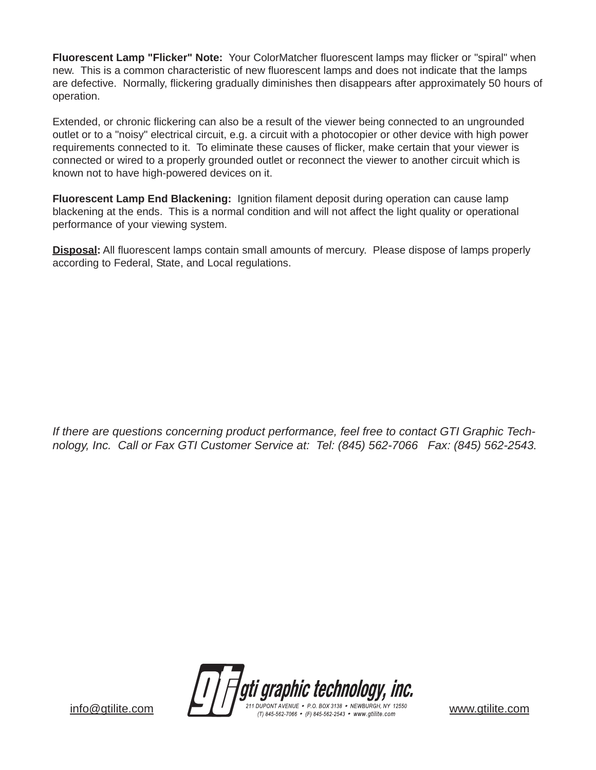**Fluorescent Lamp "Flicker" Note:** Your ColorMatcher fluorescent lamps may flicker or "spiral" when new. This is a common characteristic of new fluorescent lamps and does not indicate that the lamps are defective. Normally, flickering gradually diminishes then disappears after approximately 50 hours of operation.

Extended, or chronic flickering can also be a result of the viewer being connected to an ungrounded outlet or to a "noisy" electrical circuit, e.g. a circuit with a photocopier or other device with high power requirements connected to it. To eliminate these causes of flicker, make certain that your viewer is connected or wired to a properly grounded outlet or reconnect the viewer to another circuit which is known not to have high-powered devices on it.

**Fluorescent Lamp End Blackening:** Ignition filament deposit during operation can cause lamp blackening at the ends. This is a normal condition and will not affect the light quality or operational performance of your viewing system.

**Disposal:** All fluorescent lamps contain small amounts of mercury. Please dispose of lamps properly according to Federal, State, and Local regulations.

*If there are questions concerning product performance, feel free to contact GTI Graphic Technology, Inc. Call or Fax GTI Customer Service at: Tel: (845) 562-7066 Fax: (845) 562-2543.*

info@gtilite.com

gti graphic technology, inc.
211 DUPONT AVENUE • P.O. BOX 3138 • NEWBURGH, NY 12550
(T) 845-562-7066 • (F) 845-562-2543 • www.gtilite.com

www.gtilite.com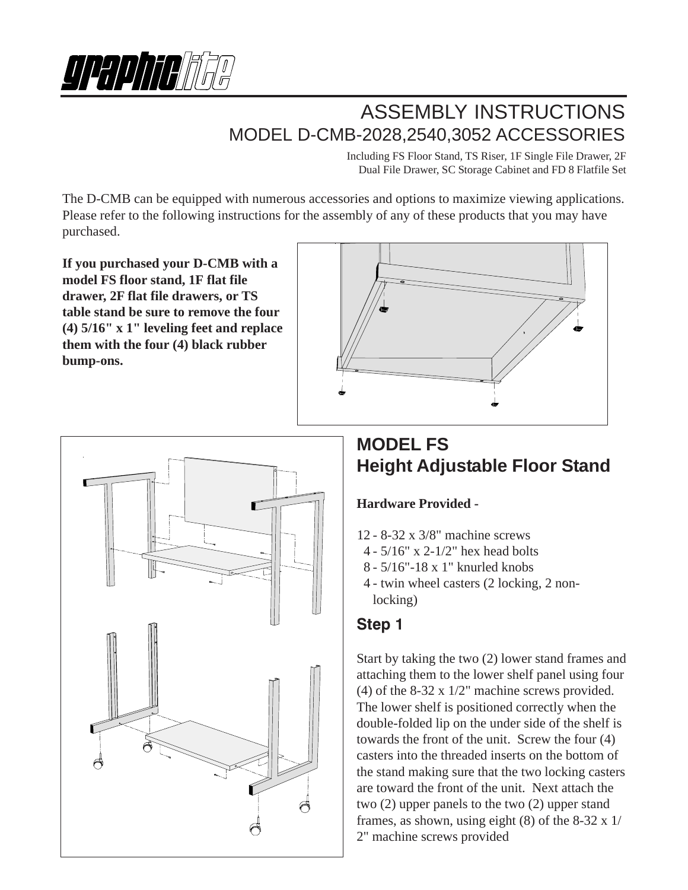# ASSEMBLY INSTRUCTIONS

## MODEL D-CMB-2028,2540,3052 ACCESSORIES

Including FS Floor Stand, TS Riser, 1F Single File Drawer, 2F Dual File Drawer, SC Storage Cabinet and FD 8 Flatfile Set

The D-CMB can be equipped with numerous accessories and options to maximize viewing applications. Please refer to the following instructions for the assembly of any of these products that you may have purchased.

**If you purchased your D-CMB with a model FS floor stand, 1F flat file drawer, 2F flat file drawers, or TS table stand be sure to remove the four (4) 5/16" x 1" leveling feet and replace them with the four (4) black rubber bump-ons.**

## MODEL FS
## Height Adjustable Floor Stand

**Hardware Provided -**

12 - 8-32 x 3/8" machine screws
4 - 5/16" x 2-1/2" hex head bolts
8 - 5/16"-18 x 1" knurled knobs
4 - twin wheel casters (2 locking, 2 non-locking)

### Step 1

Start by taking the two (2) lower stand frames and attaching them to the lower shelf panel using four (4) of the 8-32 x 1/2" machine screws provided. The lower shelf is positioned correctly when the double-folded lip on the under side of the shelf is towards the front of the unit. Screw the four (4) casters into the threaded inserts on the bottom of the stand making sure that the two locking casters are toward the front of the unit. Next attach the two (2) upper panels to the two (2) upper stand frames, as shown, using eight (8) of the 8-32 x 1/2" machine screws provided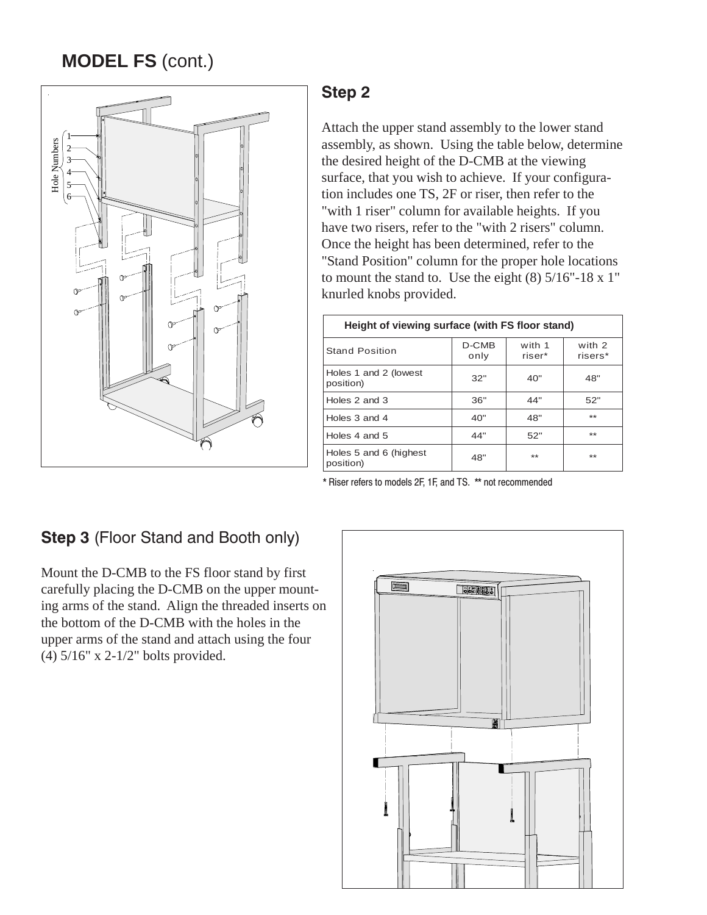## MODEL FS (cont.)

### Step 2

Attach the upper stand assembly to the lower stand assembly, as shown. Using the table below, determine the desired height of the D-CMB at the viewing surface, that you wish to achieve. If your configuration includes one TS, 2F or riser, then refer to the "with 1 riser" column for available heights. If you have two risers, refer to the "with 2 risers" column. Once the height has been determined, refer to the "Stand Position" column for the proper hole locations to mount the stand to. Use the eight (8) 5/16"-18 x 1" knurled knobs provided.

| Height of viewing surface (with FS floor stand) | | | |
|---|---|---|---|
| Stand Position | D-CMB only | with 1 riser* | with 2 risers* |
| Holes 1 and 2 (lowest position) | 32" | 40" | 48" |
| Holes 2 and 3 | 36" | 44" | 52" |
| Holes 3 and 4 | 40" | 48" | ** |
| Holes 4 and 5 | 44" | 52" | ** |
| Holes 5 and 6 (highest position) | 48" | ** | ** |

\* Riser refers to models 2F, 1F, and TS. ** not recommended

### Step 3 (Floor Stand and Booth only)

Mount the D-CMB to the FS floor stand by first carefully placing the D-CMB on the upper mounting arms of the stand. Align the threaded inserts on the bottom of the D-CMB with the holes in the upper arms of the stand and attach using the four (4) 5/16" x 2-1/2" bolts provided.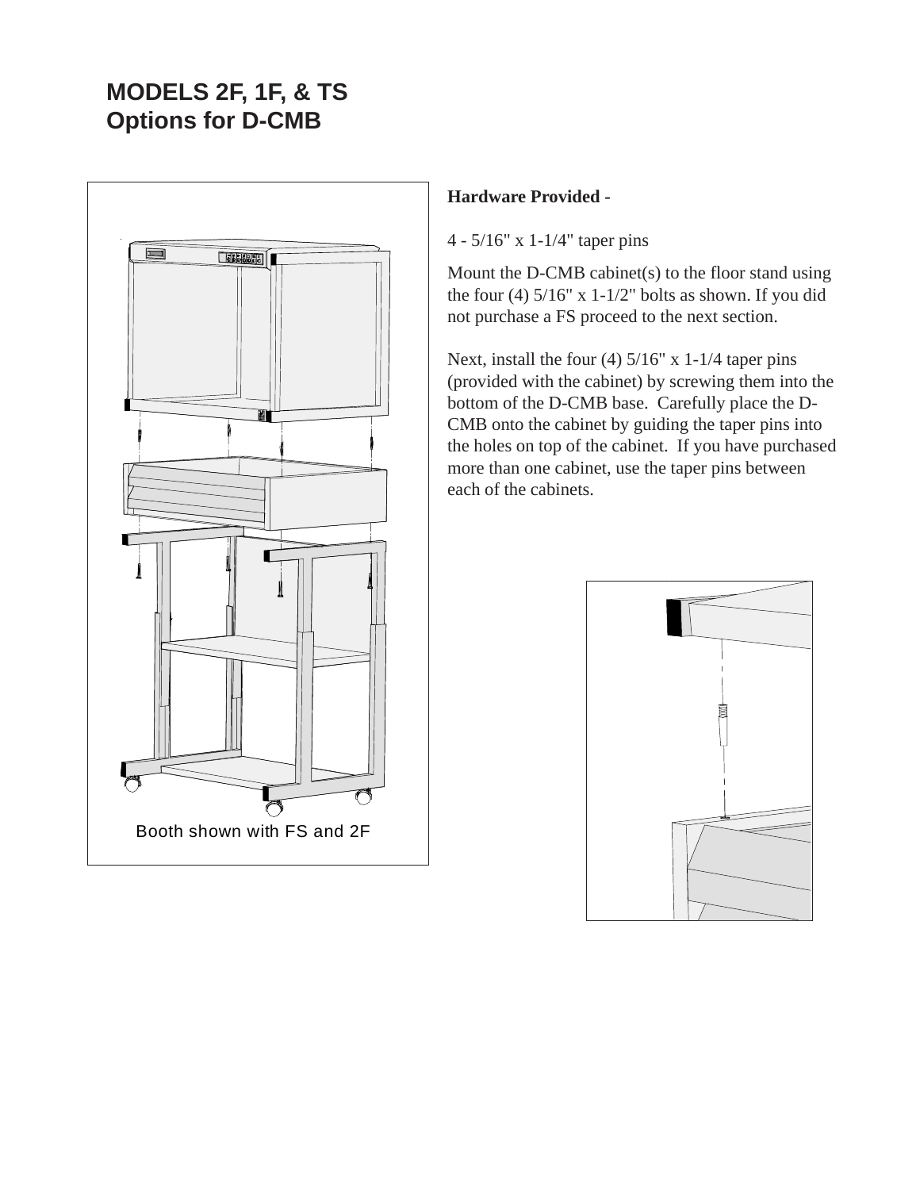# MODELS 2F, 1F, & TS
# Options for D-CMB

Booth shown with FS and 2F

**Hardware Provided -**

4 - 5/16" x 1-1/4" taper pins

Mount the D-CMB cabinet(s) to the floor stand using the four (4) 5/16" x 1-1/2" bolts as shown. If you did not purchase a FS proceed to the next section.

Next, install the four (4) 5/16" x 1-1/4 taper pins (provided with the cabinet) by screwing them into the bottom of the D-CMB base. Carefully place the D-CMB onto the cabinet by guiding the taper pins into the holes on top of the cabinet. If you have purchased more than one cabinet, use the taper pins between each of the cabinets.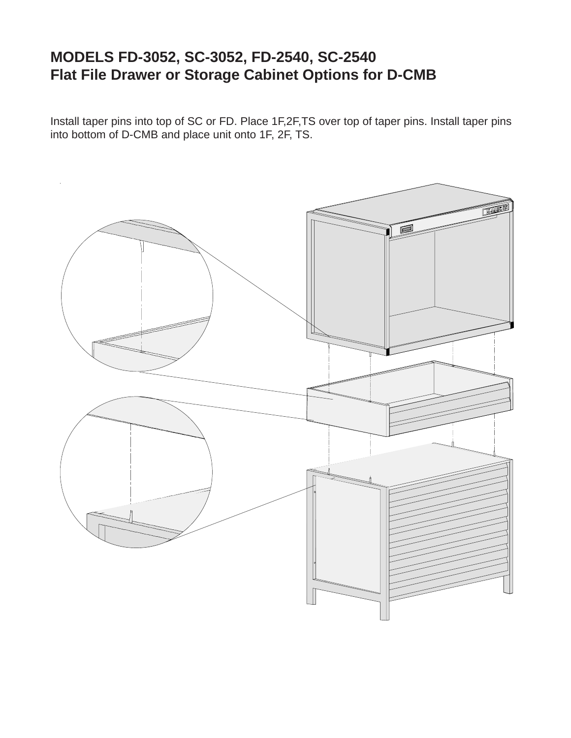# MODELS FD-3052, SC-3052, FD-2540, SC-2540
# Flat File Drawer or Storage Cabinet Options for D-CMB

Install taper pins into top of SC or FD. Place 1F,2F,TS over top of taper pins. Install taper pins into bottom of D-CMB and place unit onto 1F, 2F, TS.